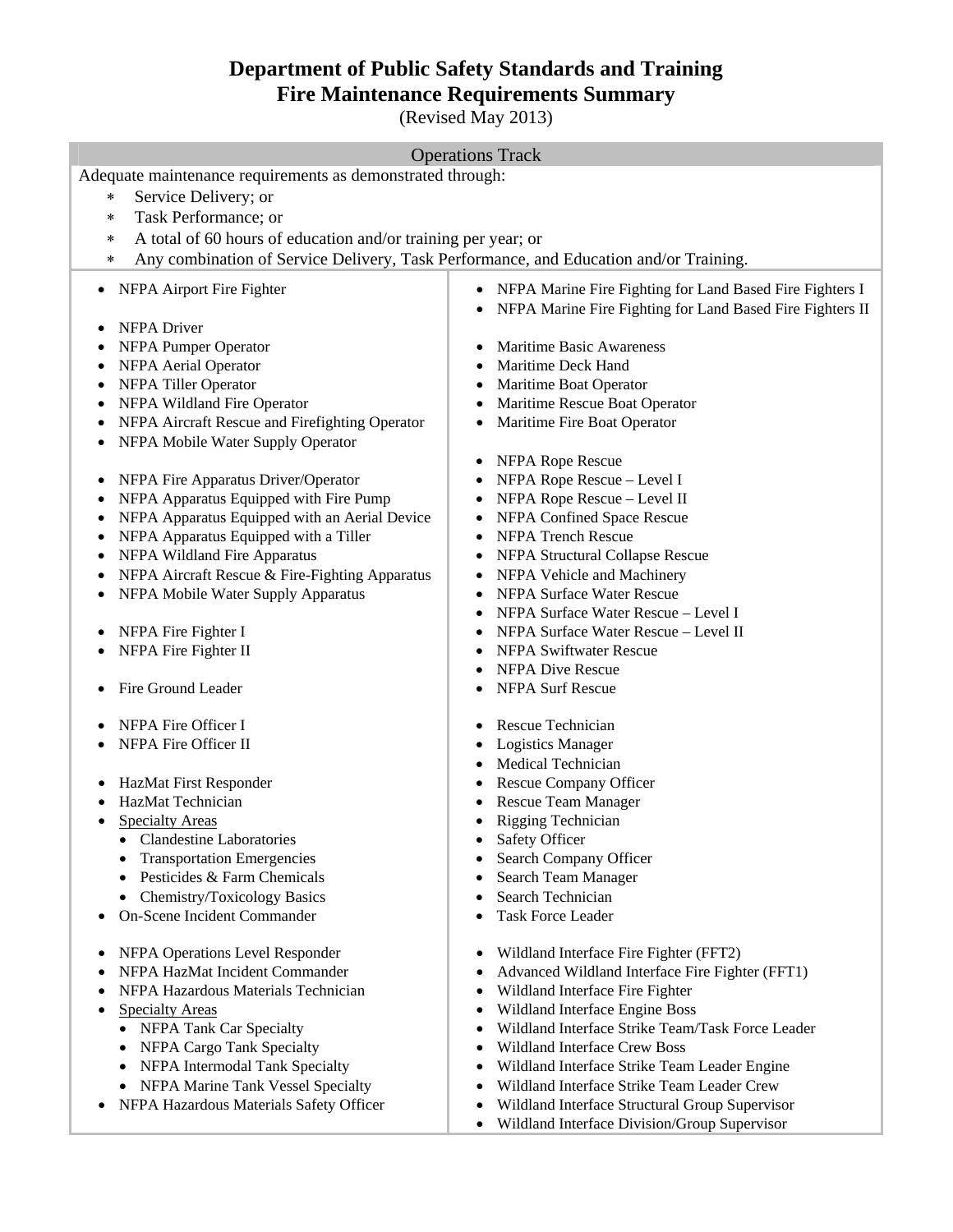# Department of Public Safety Standards and Training
# Fire Maintenance Requirements Summary

(Revised May 2013)

## Operations Track

Adequate maintenance requirements as demonstrated through:

- Service Delivery; or
- Task Performance; or
- A total of 60 hours of education and/or training per year; or
- Any combination of Service Delivery, Task Performance, and Education and/or Training.

- NFPA Airport Fire Fighter

- NFPA Driver
- NFPA Pumper Operator
- NFPA Aerial Operator
- NFPA Tiller Operator
- NFPA Wildland Fire Operator
- NFPA Aircraft Rescue and Firefighting Operator
- NFPA Mobile Water Supply Operator

- NFPA Fire Apparatus Driver/Operator
- NFPA Apparatus Equipped with Fire Pump
- NFPA Apparatus Equipped with an Aerial Device
- NFPA Apparatus Equipped with a Tiller
- NFPA Wildland Fire Apparatus
- NFPA Aircraft Rescue & Fire-Fighting Apparatus
- NFPA Mobile Water Supply Apparatus

- NFPA Fire Fighter I
- NFPA Fire Fighter II

- Fire Ground Leader

- NFPA Fire Officer I
- NFPA Fire Officer II

- HazMat First Responder
- HazMat Technician
- Specialty Areas
  - Clandestine Laboratories
  - Transportation Emergencies
  - Pesticides & Farm Chemicals
  - Chemistry/Toxicology Basics
- On-Scene Incident Commander

- NFPA Operations Level Responder
- NFPA HazMat Incident Commander
- NFPA Hazardous Materials Technician
- Specialty Areas
  - NFPA Tank Car Specialty
  - NFPA Cargo Tank Specialty
  - NFPA Intermodal Tank Specialty
  - NFPA Marine Tank Vessel Specialty
- NFPA Hazardous Materials Safety Officer

- NFPA Marine Fire Fighting for Land Based Fire Fighters I
- NFPA Marine Fire Fighting for Land Based Fire Fighters II

- Maritime Basic Awareness
- Maritime Deck Hand
- Maritime Boat Operator
- Maritime Rescue Boat Operator
- Maritime Fire Boat Operator

- NFPA Rope Rescue
- NFPA Rope Rescue – Level I
- NFPA Rope Rescue – Level II
- NFPA Confined Space Rescue
- NFPA Trench Rescue
- NFPA Structural Collapse Rescue
- NFPA Vehicle and Machinery
- NFPA Surface Water Rescue
- NFPA Surface Water Rescue – Level I
- NFPA Surface Water Rescue – Level II
- NFPA Swiftwater Rescue
- NFPA Dive Rescue
- NFPA Surf Rescue

- Rescue Technician
- Logistics Manager
- Medical Technician
- Rescue Company Officer
- Rescue Team Manager
- Rigging Technician
- Safety Officer
- Search Company Officer
- Search Team Manager
- Search Technician
- Task Force Leader

- Wildland Interface Fire Fighter (FFT2)
- Advanced Wildland Interface Fire Fighter (FFT1)
- Wildland Interface Fire Fighter
- Wildland Interface Engine Boss
- Wildland Interface Strike Team/Task Force Leader
- Wildland Interface Crew Boss
- Wildland Interface Strike Team Leader Engine
- Wildland Interface Strike Team Leader Crew
- Wildland Interface Structural Group Supervisor
- Wildland Interface Division/Group Supervisor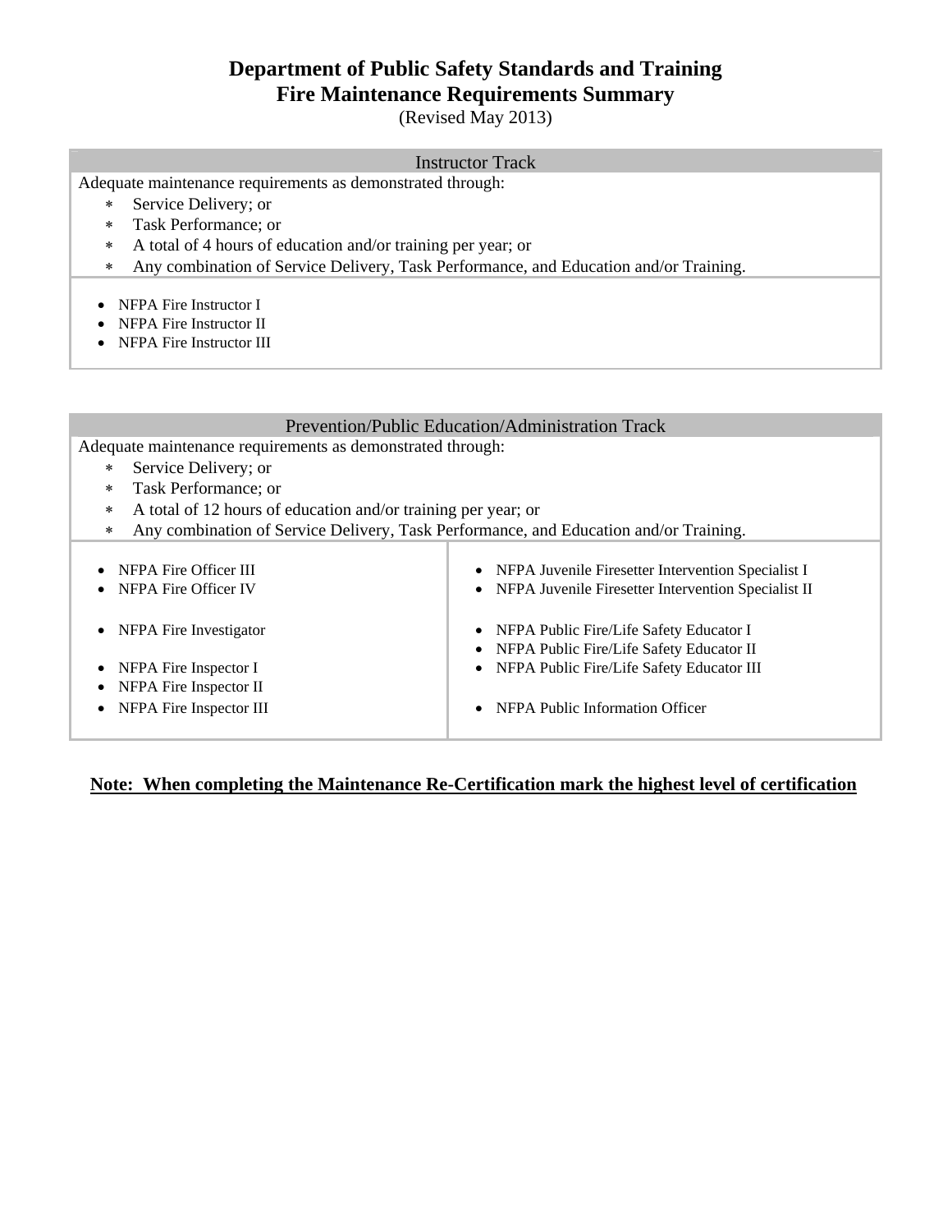# Department of Public Safety Standards and Training
## Fire Maintenance Requirements Summary

(Revised May 2013)

### Instructor Track

Adequate maintenance requirements as demonstrated through:

* Service Delivery; or
* Task Performance; or
* A total of 4 hours of education and/or training per year; or
* Any combination of Service Delivery, Task Performance, and Education and/or Training.

- NFPA Fire Instructor I
- NFPA Fire Instructor II
- NFPA Fire Instructor III

### Prevention/Public Education/Administration Track

Adequate maintenance requirements as demonstrated through:

* Service Delivery; or
* Task Performance; or
* A total of 12 hours of education and/or training per year; or
* Any combination of Service Delivery, Task Performance, and Education and/or Training.

- NFPA Fire Officer III
- NFPA Fire Officer IV

- NFPA Fire Investigator

- NFPA Fire Inspector I
- NFPA Fire Inspector II
- NFPA Fire Inspector III

- NFPA Juvenile Firesetter Intervention Specialist I
- NFPA Juvenile Firesetter Intervention Specialist II

- NFPA Public Fire/Life Safety Educator I
- NFPA Public Fire/Life Safety Educator II
- NFPA Public Fire/Life Safety Educator III

- NFPA Public Information Officer

**Note: When completing the Maintenance Re-Certification mark the highest level of certification**